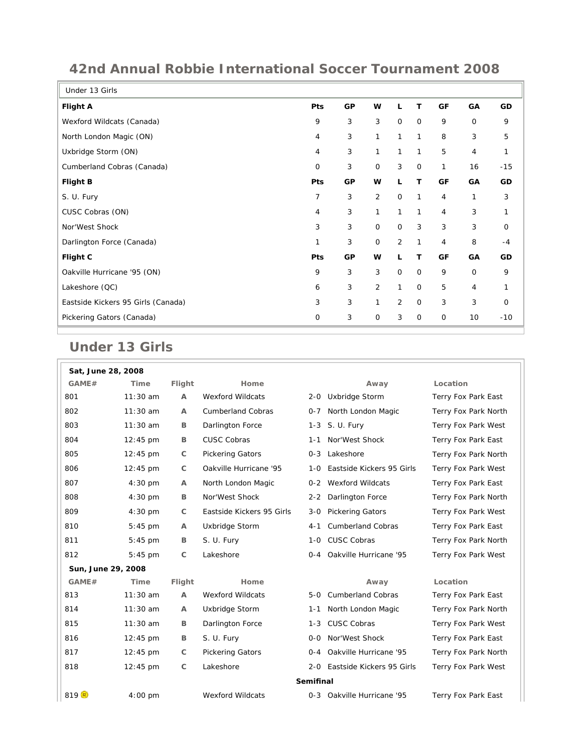# 42nd Annual Robbie International Soccer Tournament 2008

Under 13 Girls

| Flight A | Pts | GP | W | L | T | GF | GA | GD |
|---|---|---|---|---|---|---|---|---|
| Wexford Wildcats (Canada) | 9 | 3 | 3 | 0 | 0 | 9 | 0 | 9 |
| North London Magic (ON) | 4 | 3 | 1 | 1 | 1 | 8 | 3 | 5 |
| Uxbridge Storm (ON) | 4 | 3 | 1 | 1 | 1 | 5 | 4 | 1 |
| Cumberland Cobras (Canada) | 0 | 3 | 0 | 3 | 0 | 1 | 16 | -15 |
| **Flight B** | **Pts** | **GP** | **W** | **L** | **T** | **GF** | **GA** | **GD** |
| S. U. Fury | 7 | 3 | 2 | 0 | 1 | 4 | 1 | 3 |
| CUSC Cobras (ON) | 4 | 3 | 1 | 1 | 1 | 4 | 3 | 1 |
| Nor'West Shock | 3 | 3 | 0 | 0 | 3 | 3 | 3 | 0 |
| Darlington Force (Canada) | 1 | 3 | 0 | 2 | 1 | 4 | 8 | -4 |
| **Flight C** | **Pts** | **GP** | **W** | **L** | **T** | **GF** | **GA** | **GD** |
| Oakville Hurricane '95 (ON) | 9 | 3 | 3 | 0 | 0 | 9 | 0 | 9 |
| Lakeshore (QC) | 6 | 3 | 2 | 1 | 0 | 5 | 4 | 1 |
| Eastside Kickers 95 Girls (Canada) | 3 | 3 | 1 | 2 | 0 | 3 | 3 | 0 |
| Pickering Gators (Canada) | 0 | 3 | 0 | 3 | 0 | 0 | 10 | -10 |

## Under 13 Girls

**Sat, June 28, 2008**

| GAME# | Time | Flight | Home | | Away | Location |
|---|---|---|---|---|---|---|
| 801 | 11:30 am | A | Wexford Wildcats | 2-0 | Uxbridge Storm | Terry Fox Park East |
| 802 | 11:30 am | A | Cumberland Cobras | 0-7 | North London Magic | Terry Fox Park North |
| 803 | 11:30 am | B | Darlington Force | 1-3 | S. U. Fury | Terry Fox Park West |
| 804 | 12:45 pm | B | CUSC Cobras | 1-1 | Nor'West Shock | Terry Fox Park East |
| 805 | 12:45 pm | C | Pickering Gators | 0-3 | Lakeshore | Terry Fox Park North |
| 806 | 12:45 pm | C | Oakville Hurricane '95 | 1-0 | Eastside Kickers 95 Girls | Terry Fox Park West |
| 807 | 4:30 pm | A | North London Magic | 0-2 | Wexford Wildcats | Terry Fox Park East |
| 808 | 4:30 pm | B | Nor'West Shock | 2-2 | Darlington Force | Terry Fox Park North |
| 809 | 4:30 pm | C | Eastside Kickers 95 Girls | 3-0 | Pickering Gators | Terry Fox Park West |
| 810 | 5:45 pm | A | Uxbridge Storm | 4-1 | Cumberland Cobras | Terry Fox Park East |
| 811 | 5:45 pm | B | S. U. Fury | 1-0 | CUSC Cobras | Terry Fox Park North |
| 812 | 5:45 pm | C | Lakeshore | 0-4 | Oakville Hurricane '95 | Terry Fox Park West |

**Sun, June 29, 2008**

| GAME# | Time | Flight | Home | | Away | Location |
|---|---|---|---|---|---|---|
| 813 | 11:30 am | A | Wexford Wildcats | 5-0 | Cumberland Cobras | Terry Fox Park East |
| 814 | 11:30 am | A | Uxbridge Storm | 1-1 | North London Magic | Terry Fox Park North |
| 815 | 11:30 am | B | Darlington Force | 1-3 | CUSC Cobras | Terry Fox Park West |
| 816 | 12:45 pm | B | S. U. Fury | 0-0 | Nor'West Shock | Terry Fox Park East |
| 817 | 12:45 pm | C | Pickering Gators | 0-4 | Oakville Hurricane '95 | Terry Fox Park North |
| 818 | 12:45 pm | C | Lakeshore | 2-0 | Eastside Kickers 95 Girls | Terry Fox Park West |
| | | | | **Semifinal** | | |
| 819 | 4:00 pm | | Wexford Wildcats | 0-3 | Oakville Hurricane '95 | Terry Fox Park East |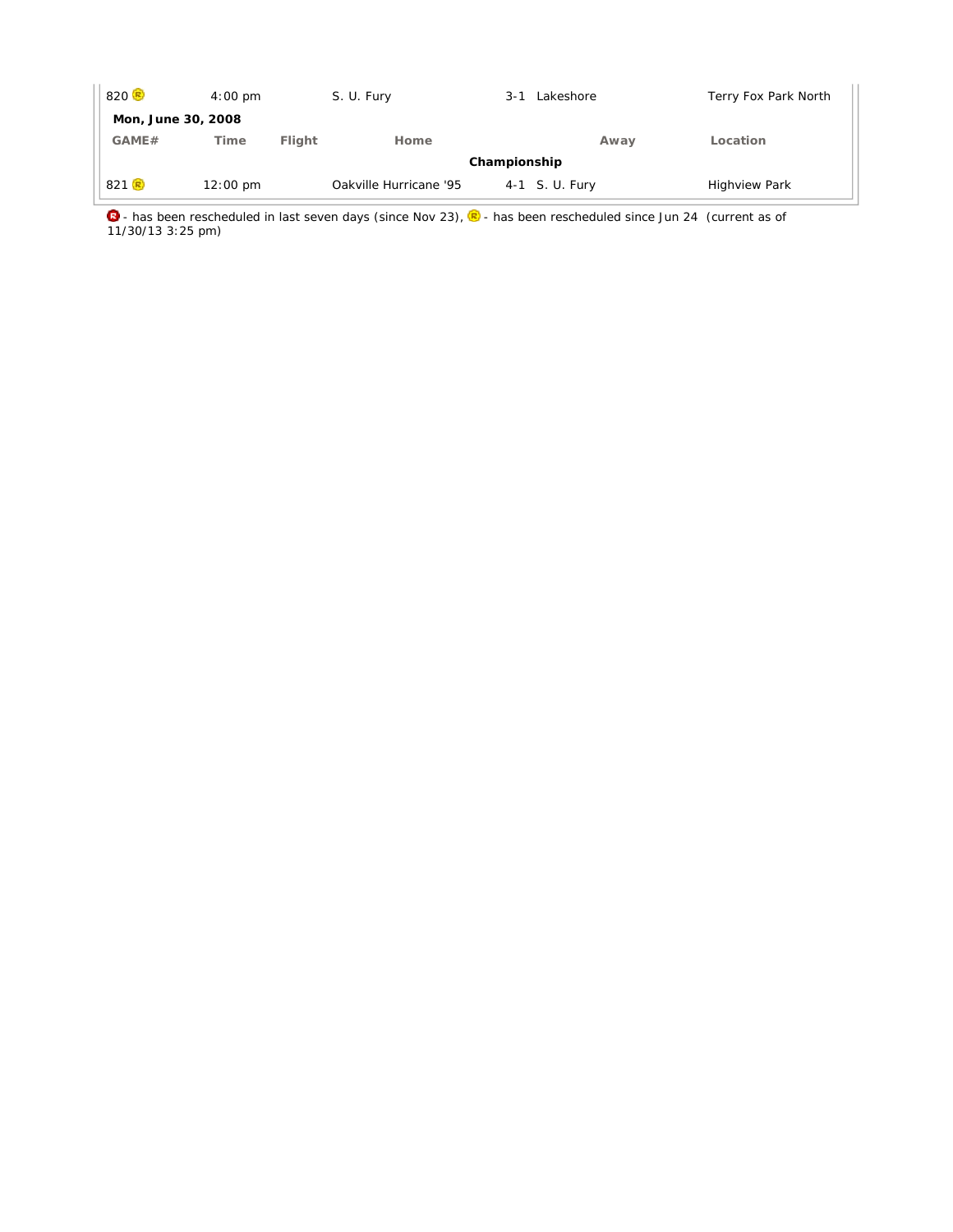| GAME# | Time | Flight | Home | | Away | Location |
|---|---|---|---|---|---|---|
| 820 Ⓡ | 4:00 pm | | S. U. Fury | 3-1 | Lakeshore | Terry Fox Park North |

**Mon, June 30, 2008**

| GAME# | Time | Flight | Home | | Away | Location |
|---|---|---|---|---|---|---|
| | | | **Championship** | | | |
| 821 Ⓡ | 12:00 pm | | Oakville Hurricane '95 | 4-1 | S. U. Fury | Highview Park |

Ⓡ - has been rescheduled in last seven days (since Nov 23), Ⓡ - has been rescheduled since Jun 24 (current as of 11/30/13 3:25 pm)